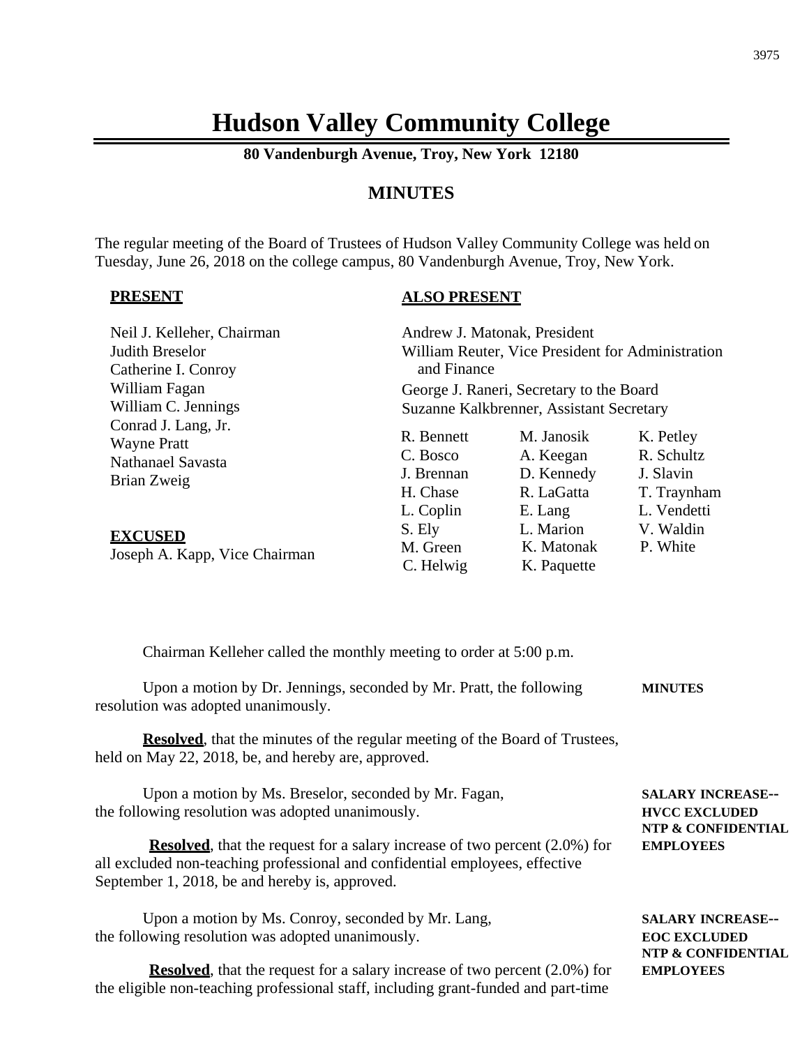# Hudson Valley Community College

**80 Vandenburgh Avenue, Troy, New York 12180**

## MINUTES

The regular meeting of the Board of Trustees of Hudson Valley Community College was held on Tuesday, June 26, 2018 on the college campus, 80 Vandenburgh Avenue, Troy, New York.

**PRESENT**

Neil J. Kelleher, Chairman
Judith Breselor
Catherine I. Conroy
William Fagan
William C. Jennings
Conrad J. Lang, Jr.
Wayne Pratt
Nathanael Savasta
Brian Zweig

**EXCUSED**

Joseph A. Kapp, Vice Chairman

**ALSO PRESENT**

Andrew J. Matonak, President
William Reuter, Vice President for Administration and Finance
George J. Raneri, Secretary to the Board
Suzanne Kalkbrenner, Assistant Secretary

R. Bennett, C. Bosco, J. Brennan, H. Chase, L. Coplin, S. Ely, M. Green, C. Helwig, M. Janosik, A. Keegan, D. Kennedy, R. LaGatta, E. Lang, L. Marion, K. Matonak, K. Paquette, K. Petley, R. Schultz, J. Slavin, T. Traynham, L. Vendetti, V. Waldin, P. White

Chairman Kelleher called the monthly meeting to order at 5:00 p.m.

**MINUTES**

Upon a motion by Dr. Jennings, seconded by Mr. Pratt, the following resolution was adopted unanimously.

**Resolved**, that the minutes of the regular meeting of the Board of Trustees, held on May 22, 2018, be, and hereby are, approved.

**SALARY INCREASE--HVCC EXCLUDED NTP & CONFIDENTIAL EMPLOYEES**

Upon a motion by Ms. Breselor, seconded by Mr. Fagan, the following resolution was adopted unanimously.

**Resolved**, that the request for a salary increase of two percent (2.0%) for all excluded non-teaching professional and confidential employees, effective September 1, 2018, be and hereby is, approved.

**SALARY INCREASE--EOC EXCLUDED NTP & CONFIDENTIAL EMPLOYEES**

Upon a motion by Ms. Conroy, seconded by Mr. Lang, the following resolution was adopted unanimously.

**Resolved**, that the request for a salary increase of two percent (2.0%) for the eligible non-teaching professional staff, including grant-funded and part-time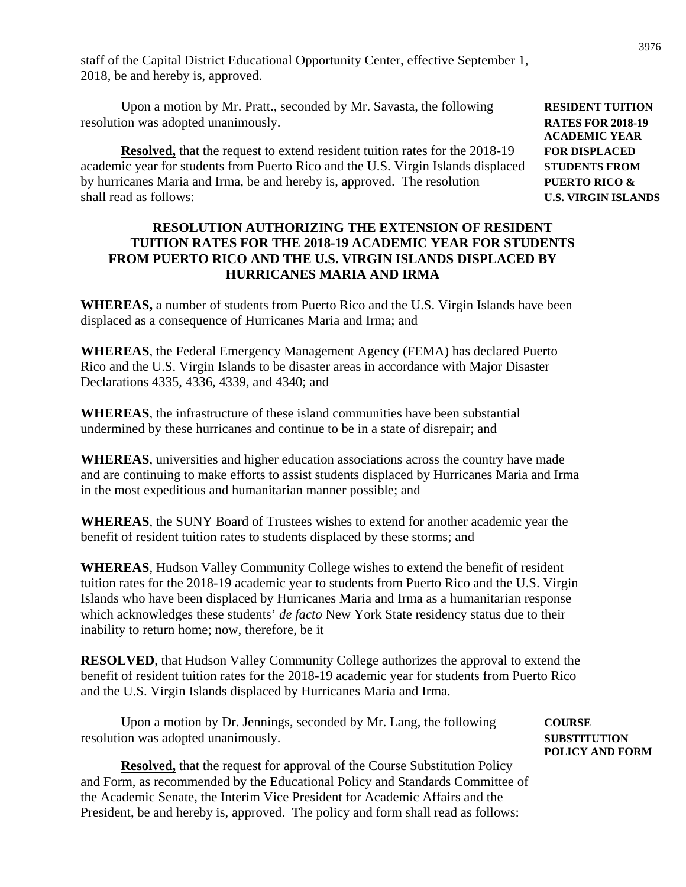staff of the Capital District Educational Opportunity Center, effective September 1, 2018, be and hereby is, approved.

**RESIDENT TUITION RATES FOR 2018-19 ACADEMIC YEAR FOR DISPLACED STUDENTS FROM PUERTO RICO & U.S. VIRGIN ISLANDS**

Upon a motion by Mr. Pratt., seconded by Mr. Savasta, the following resolution was adopted unanimously.

**<u>Resolved,</u>** that the request to extend resident tuition rates for the 2018-19 academic year for students from Puerto Rico and the U.S. Virgin Islands displaced by hurricanes Maria and Irma, be and hereby is, approved. The resolution shall read as follows:

**RESOLUTION AUTHORIZING THE EXTENSION OF RESIDENT TUITION RATES FOR THE 2018-19 ACADEMIC YEAR FOR STUDENTS FROM PUERTO RICO AND THE U.S. VIRGIN ISLANDS DISPLACED BY HURRICANES MARIA AND IRMA**

**WHEREAS,** a number of students from Puerto Rico and the U.S. Virgin Islands have been displaced as a consequence of Hurricanes Maria and Irma; and

**WHEREAS**, the Federal Emergency Management Agency (FEMA) has declared Puerto Rico and the U.S. Virgin Islands to be disaster areas in accordance with Major Disaster Declarations 4335, 4336, 4339, and 4340; and

**WHEREAS**, the infrastructure of these island communities have been substantial undermined by these hurricanes and continue to be in a state of disrepair; and

**WHEREAS**, universities and higher education associations across the country have made and are continuing to make efforts to assist students displaced by Hurricanes Maria and Irma in the most expeditious and humanitarian manner possible; and

**WHEREAS**, the SUNY Board of Trustees wishes to extend for another academic year the benefit of resident tuition rates to students displaced by these storms; and

**WHEREAS**, Hudson Valley Community College wishes to extend the benefit of resident tuition rates for the 2018-19 academic year to students from Puerto Rico and the U.S. Virgin Islands who have been displaced by Hurricanes Maria and Irma as a humanitarian response which acknowledges these students' *de facto* New York State residency status due to their inability to return home; now, therefore, be it

**RESOLVED**, that Hudson Valley Community College authorizes the approval to extend the benefit of resident tuition rates for the 2018-19 academic year for students from Puerto Rico and the U.S. Virgin Islands displaced by Hurricanes Maria and Irma.

**COURSE SUBSTITUTION POLICY AND FORM**

Upon a motion by Dr. Jennings, seconded by Mr. Lang, the following resolution was adopted unanimously.

**<u>Resolved,</u>** that the request for approval of the Course Substitution Policy and Form, as recommended by the Educational Policy and Standards Committee of the Academic Senate, the Interim Vice President for Academic Affairs and the President, be and hereby is, approved. The policy and form shall read as follows: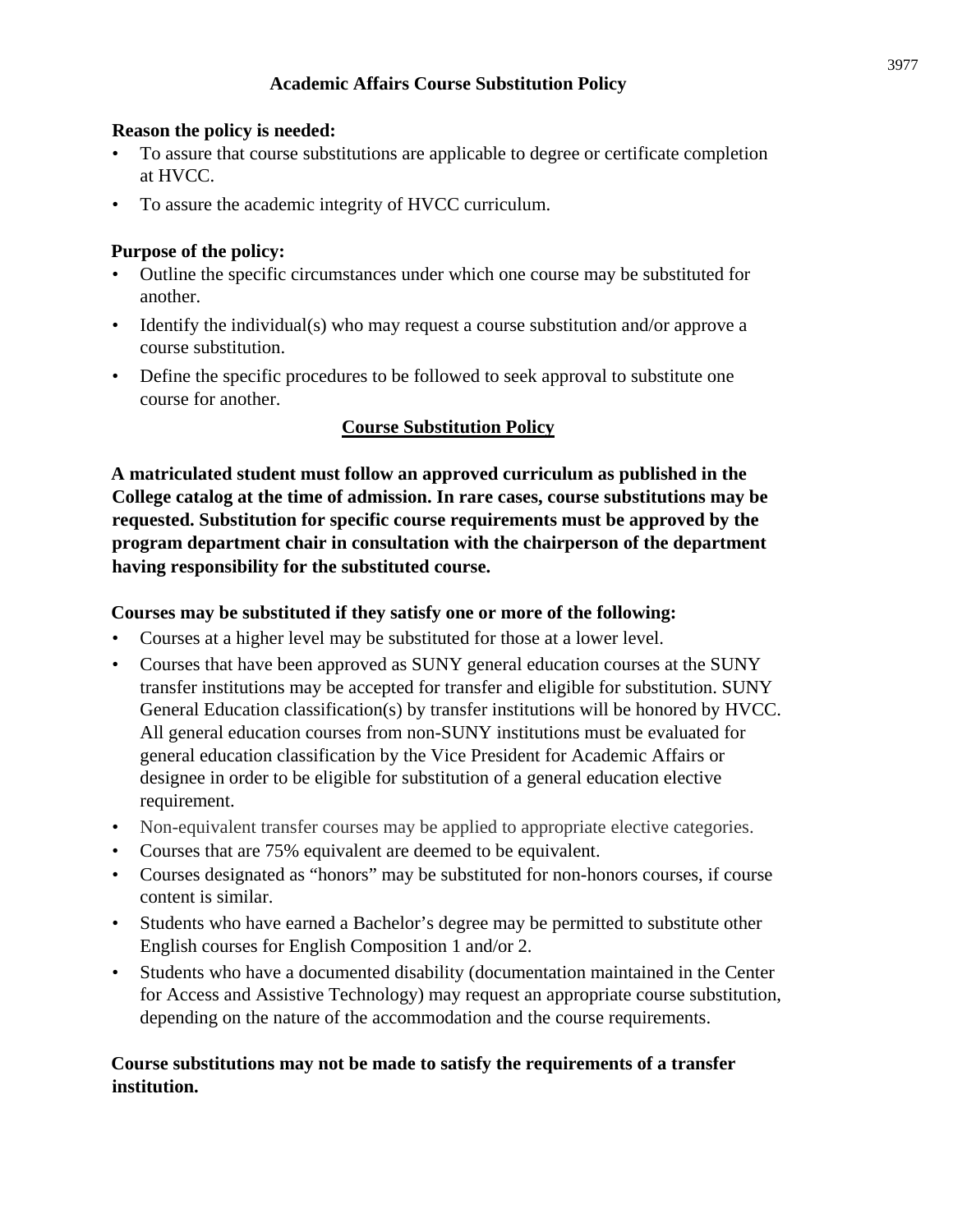## Academic Affairs Course Substitution Policy

**Reason the policy is needed:**

- To assure that course substitutions are applicable to degree or certificate completion at HVCC.
- To assure the academic integrity of HVCC curriculum.

**Purpose of the policy:**

- Outline the specific circumstances under which one course may be substituted for another.
- Identify the individual(s) who may request a course substitution and/or approve a course substitution.
- Define the specific procedures to be followed to seek approval to substitute one course for another.

### Course Substitution Policy

**A matriculated student must follow an approved curriculum as published in the College catalog at the time of admission. In rare cases, course substitutions may be requested. Substitution for specific course requirements must be approved by the program department chair in consultation with the chairperson of the department having responsibility for the substituted course.**

**Courses may be substituted if they satisfy one or more of the following:**

- Courses at a higher level may be substituted for those at a lower level.
- Courses that have been approved as SUNY general education courses at the SUNY transfer institutions may be accepted for transfer and eligible for substitution. SUNY General Education classification(s) by transfer institutions will be honored by HVCC. All general education courses from non-SUNY institutions must be evaluated for general education classification by the Vice President for Academic Affairs or designee in order to be eligible for substitution of a general education elective requirement.
- Non-equivalent transfer courses may be applied to appropriate elective categories.
- Courses that are 75% equivalent are deemed to be equivalent.
- Courses designated as "honors" may be substituted for non-honors courses, if course content is similar.
- Students who have earned a Bachelor's degree may be permitted to substitute other English courses for English Composition 1 and/or 2.
- Students who have a documented disability (documentation maintained in the Center for Access and Assistive Technology) may request an appropriate course substitution, depending on the nature of the accommodation and the course requirements.

**Course substitutions may not be made to satisfy the requirements of a transfer institution.**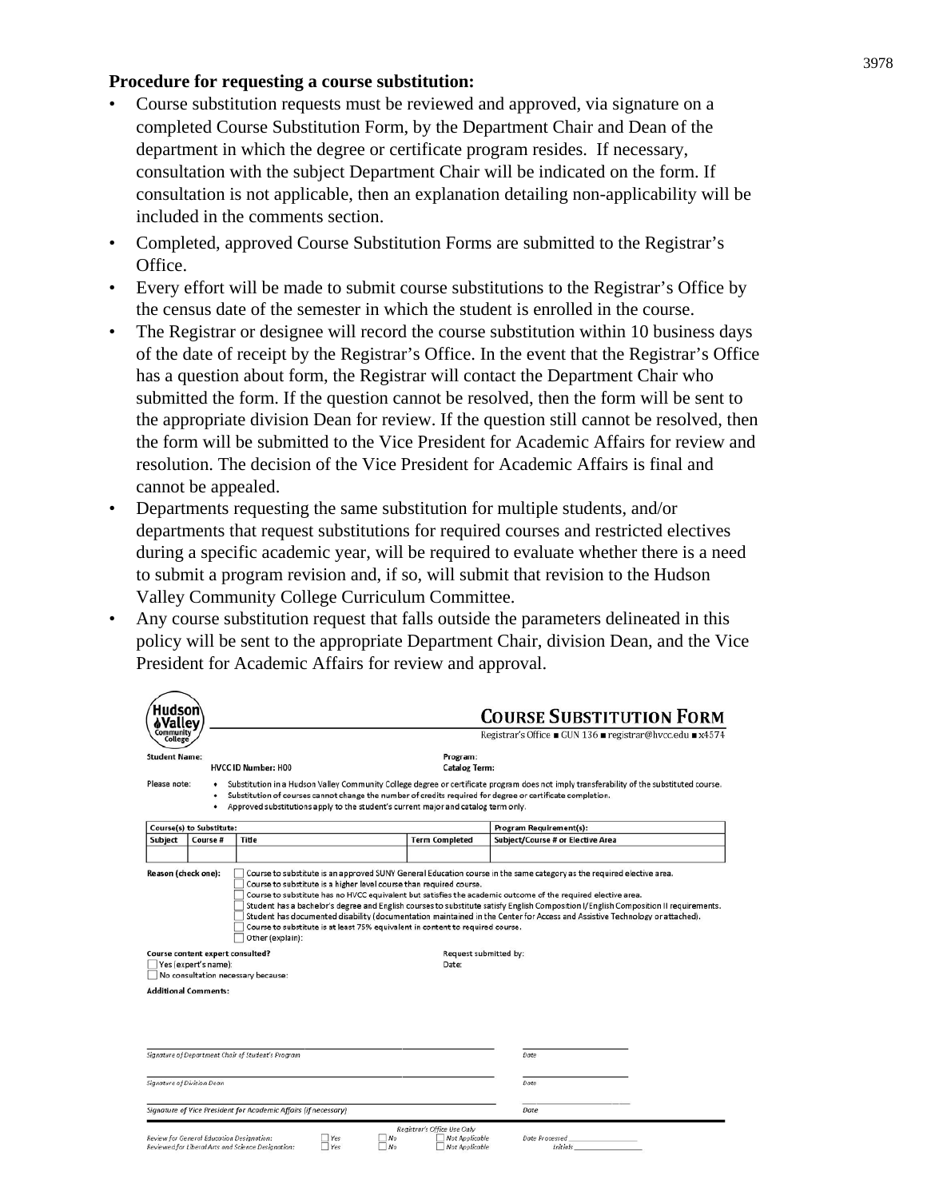**Procedure for requesting a course substitution:**

- Course substitution requests must be reviewed and approved, via signature on a completed Course Substitution Form, by the Department Chair and Dean of the department in which the degree or certificate program resides. If necessary, consultation with the subject Department Chair will be indicated on the form. If consultation is not applicable, then an explanation detailing non-applicability will be included in the comments section.
- Completed, approved Course Substitution Forms are submitted to the Registrar's Office.
- Every effort will be made to submit course substitutions to the Registrar's Office by the census date of the semester in which the student is enrolled in the course.
- The Registrar or designee will record the course substitution within 10 business days of the date of receipt by the Registrar's Office. In the event that the Registrar's Office has a question about form, the Registrar will contact the Department Chair who submitted the form. If the question cannot be resolved, then the form will be sent to the appropriate division Dean for review. If the question still cannot be resolved, then the form will be submitted to the Vice President for Academic Affairs for review and resolution. The decision of the Vice President for Academic Affairs is final and cannot be appealed.
- Departments requesting the same substitution for multiple students, and/or departments that request substitutions for required courses and restricted electives during a specific academic year, will be required to evaluate whether there is a need to submit a program revision and, if so, will submit that revision to the Hudson Valley Community College Curriculum Committee.
- Any course substitution request that falls outside the parameters delineated in this policy will be sent to the appropriate Department Chair, division Dean, and the Vice President for Academic Affairs for review and approval.

Hudson Valley Community College

## COURSE SUBSTITUTION FORM

Registrar's Office ■ GUN 136 ■ registrar@hvcc.edu ■ x4574

**Student Name:** **HVCC ID Number:** H00 Program: **Catalog Term:**

Please note:
- Substitution in a Hudson Valley Community College degree or certificate program does not imply transferability of the substituted course.
- Substitution of courses cannot change the number of credits required for degree or certificate completion.
- Approved substitutions apply to the student's current major and catalog term only.

| **Course(s) to Substitute:** | | | | **Program Requirement(s):** |
|---|---|---|---|---|
| **Subject** | **Course #** | **Title** | **Term Completed** | **Subject/Course # or Elective Area** |
| | | | | |

**Reason (check one):**
- ☐ Course to substitute is an approved SUNY General Education course in the same category as the required elective area.
- ☐ Course to substitute is a higher level course than required course.
- ☐ Course to substitute has no HVCC equivalent but satisfies the academic outcome of the required elective area.
- ☐ Student has a bachelor's degree and English courses to substitute satisfy English Composition I/English Composition II requirements.
- ☐ Student has documented disability (documentation maintained in the Center for Access and Assistive Technology or attached).
- ☐ Course to substitute is at least 75% equivalent in content to required course.
- ☐ Other (explain):

**Course content expert consulted?**
- ☐ Yes (expert's name):
- ☐ No consultation necessary because:

Request submitted by:
Date:

**Additional Comments:**

_Signature of Department Chair of Student's Program_ _Date_

_Signature of Division Dean_ _Date_

_Signature of Vice President for Academic Affairs (if necessary)_ _Date_

_Registrar's Office Use Only_

| | | | | |
|---|---|---|---|---|
| _Review for General Education Designation:_ | ☐ _Yes_ | ☐ _No_ | ☐ _Not Applicable_ | _Date Processed_ ____ |
| _Reviewed for Liberal Arts and Science Designation:_ | ☐ _Yes_ | ☐ _No_ | ☐ _Not Applicable_ | _Initials_ ____ |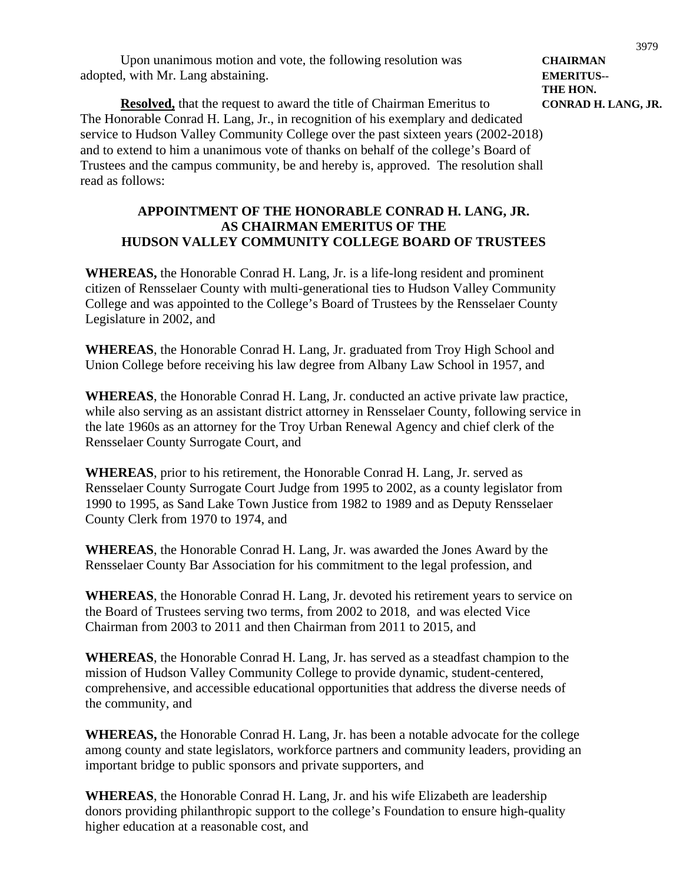Upon unanimous motion and vote, the following resolution was adopted, with Mr. Lang abstaining.

**CHAIRMAN EMERITUS-- THE HON. CONRAD H. LANG, JR.**

**Resolved,** that the request to award the title of Chairman Emeritus to The Honorable Conrad H. Lang, Jr., in recognition of his exemplary and dedicated service to Hudson Valley Community College over the past sixteen years (2002-2018) and to extend to him a unanimous vote of thanks on behalf of the college's Board of Trustees and the campus community, be and hereby is, approved. The resolution shall read as follows:

**APPOINTMENT OF THE HONORABLE CONRAD H. LANG, JR. AS CHAIRMAN EMERITUS OF THE HUDSON VALLEY COMMUNITY COLLEGE BOARD OF TRUSTEES**

**WHEREAS,** the Honorable Conrad H. Lang, Jr. is a life-long resident and prominent citizen of Rensselaer County with multi-generational ties to Hudson Valley Community College and was appointed to the College's Board of Trustees by the Rensselaer County Legislature in 2002, and

**WHEREAS**, the Honorable Conrad H. Lang, Jr. graduated from Troy High School and Union College before receiving his law degree from Albany Law School in 1957, and

**WHEREAS**, the Honorable Conrad H. Lang, Jr. conducted an active private law practice, while also serving as an assistant district attorney in Rensselaer County, following service in the late 1960s as an attorney for the Troy Urban Renewal Agency and chief clerk of the Rensselaer County Surrogate Court, and

**WHEREAS**, prior to his retirement, the Honorable Conrad H. Lang, Jr. served as Rensselaer County Surrogate Court Judge from 1995 to 2002, as a county legislator from 1990 to 1995, as Sand Lake Town Justice from 1982 to 1989 and as Deputy Rensselaer County Clerk from 1970 to 1974, and

**WHEREAS**, the Honorable Conrad H. Lang, Jr. was awarded the Jones Award by the Rensselaer County Bar Association for his commitment to the legal profession, and

**WHEREAS**, the Honorable Conrad H. Lang, Jr. devoted his retirement years to service on the Board of Trustees serving two terms, from 2002 to 2018, and was elected Vice Chairman from 2003 to 2011 and then Chairman from 2011 to 2015, and

**WHEREAS**, the Honorable Conrad H. Lang, Jr. has served as a steadfast champion to the mission of Hudson Valley Community College to provide dynamic, student-centered, comprehensive, and accessible educational opportunities that address the diverse needs of the community, and

**WHEREAS,** the Honorable Conrad H. Lang, Jr. has been a notable advocate for the college among county and state legislators, workforce partners and community leaders, providing an important bridge to public sponsors and private supporters, and

**WHEREAS**, the Honorable Conrad H. Lang, Jr. and his wife Elizabeth are leadership donors providing philanthropic support to the college's Foundation to ensure high-quality higher education at a reasonable cost, and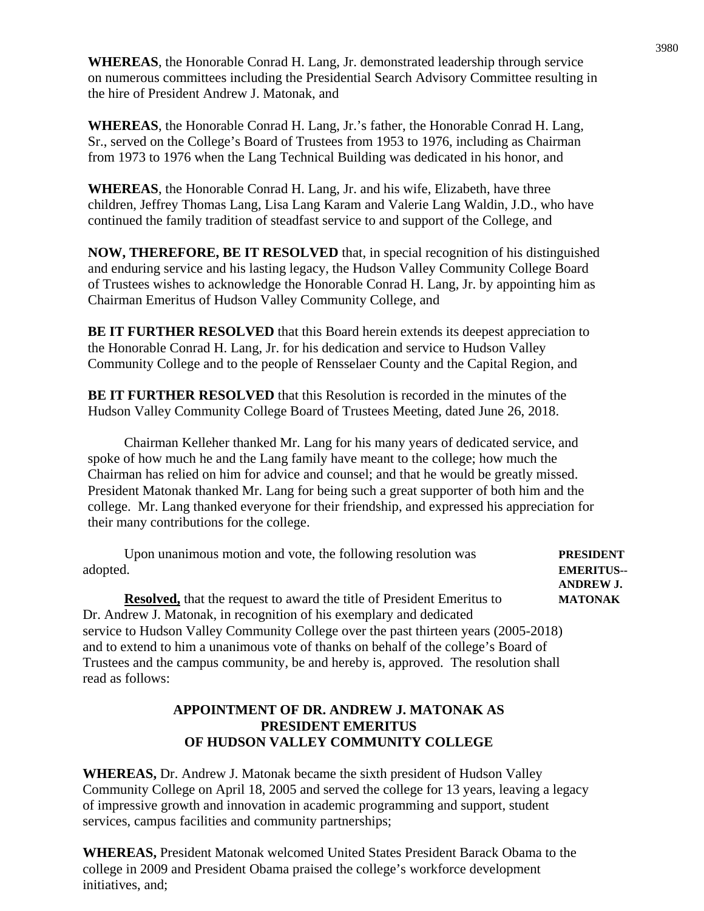**WHEREAS**, the Honorable Conrad H. Lang, Jr. demonstrated leadership through service on numerous committees including the Presidential Search Advisory Committee resulting in the hire of President Andrew J. Matonak, and

**WHEREAS**, the Honorable Conrad H. Lang, Jr.'s father, the Honorable Conrad H. Lang, Sr., served on the College's Board of Trustees from 1953 to 1976, including as Chairman from 1973 to 1976 when the Lang Technical Building was dedicated in his honor, and

**WHEREAS**, the Honorable Conrad H. Lang, Jr. and his wife, Elizabeth, have three children, Jeffrey Thomas Lang, Lisa Lang Karam and Valerie Lang Waldin, J.D., who have continued the family tradition of steadfast service to and support of the College, and

**NOW, THEREFORE, BE IT RESOLVED** that, in special recognition of his distinguished and enduring service and his lasting legacy, the Hudson Valley Community College Board of Trustees wishes to acknowledge the Honorable Conrad H. Lang, Jr. by appointing him as Chairman Emeritus of Hudson Valley Community College, and

**BE IT FURTHER RESOLVED** that this Board herein extends its deepest appreciation to the Honorable Conrad H. Lang, Jr. for his dedication and service to Hudson Valley Community College and to the people of Rensselaer County and the Capital Region, and

**BE IT FURTHER RESOLVED** that this Resolution is recorded in the minutes of the Hudson Valley Community College Board of Trustees Meeting, dated June 26, 2018.

Chairman Kelleher thanked Mr. Lang for his many years of dedicated service, and spoke of how much he and the Lang family have meant to the college; how much the Chairman has relied on him for advice and counsel; and that he would be greatly missed. President Matonak thanked Mr. Lang for being such a great supporter of both him and the college. Mr. Lang thanked everyone for their friendship, and expressed his appreciation for their many contributions for the college.

**PRESIDENT EMERITUS-- ANDREW J. MATONAK**

Upon unanimous motion and vote, the following resolution was adopted.

**Resolved,** that the request to award the title of President Emeritus to Dr. Andrew J. Matonak, in recognition of his exemplary and dedicated service to Hudson Valley Community College over the past thirteen years (2005-2018) and to extend to him a unanimous vote of thanks on behalf of the college's Board of Trustees and the campus community, be and hereby is, approved. The resolution shall read as follows:

**APPOINTMENT OF DR. ANDREW J. MATONAK AS PRESIDENT EMERITUS OF HUDSON VALLEY COMMUNITY COLLEGE**

**WHEREAS,** Dr. Andrew J. Matonak became the sixth president of Hudson Valley Community College on April 18, 2005 and served the college for 13 years, leaving a legacy of impressive growth and innovation in academic programming and support, student services, campus facilities and community partnerships;

**WHEREAS,** President Matonak welcomed United States President Barack Obama to the college in 2009 and President Obama praised the college's workforce development initiatives, and;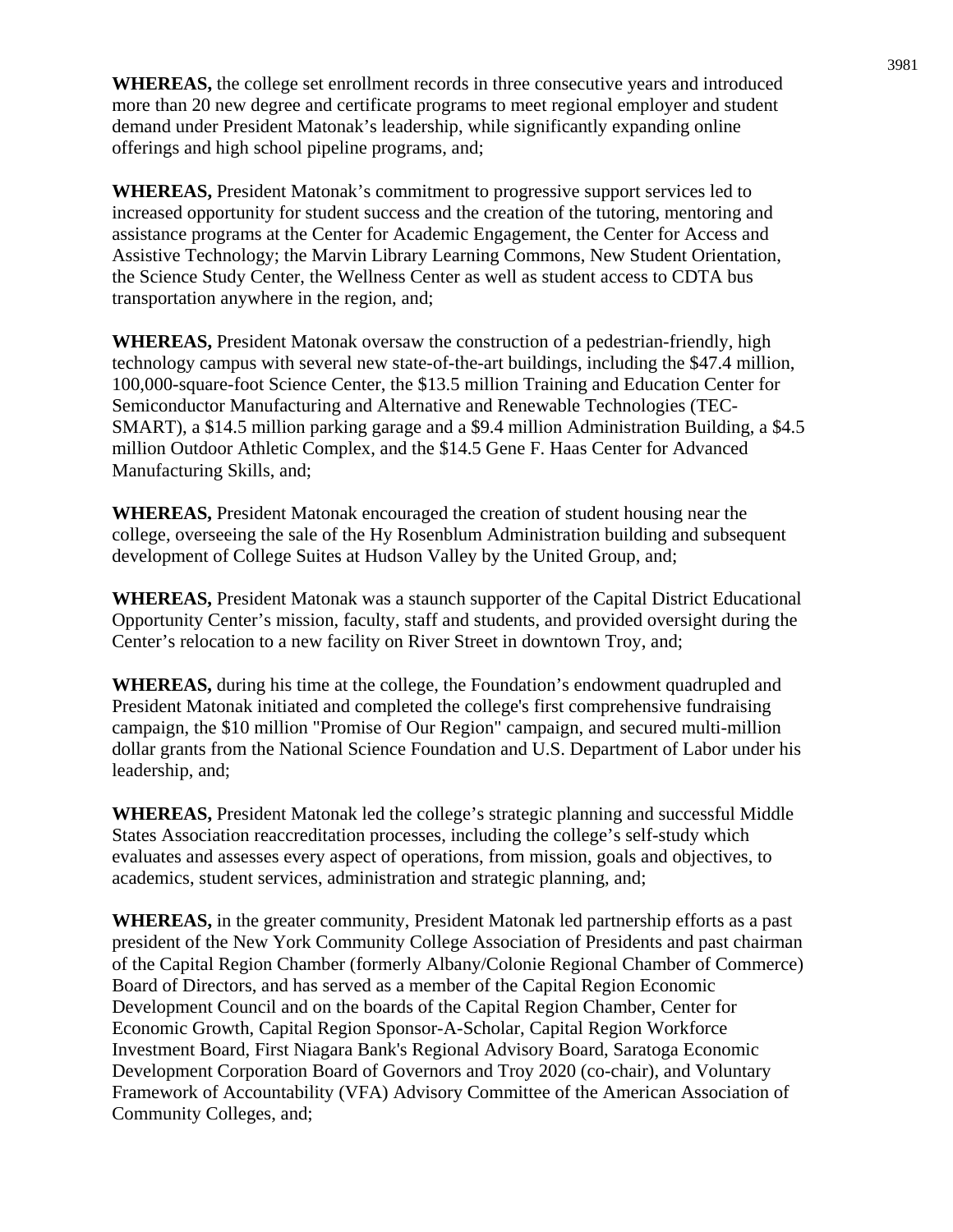**WHEREAS,** the college set enrollment records in three consecutive years and introduced more than 20 new degree and certificate programs to meet regional employer and student demand under President Matonak's leadership, while significantly expanding online offerings and high school pipeline programs, and;

**WHEREAS,** President Matonak's commitment to progressive support services led to increased opportunity for student success and the creation of the tutoring, mentoring and assistance programs at the Center for Academic Engagement, the Center for Access and Assistive Technology; the Marvin Library Learning Commons, New Student Orientation, the Science Study Center, the Wellness Center as well as student access to CDTA bus transportation anywhere in the region, and;

**WHEREAS,** President Matonak oversaw the construction of a pedestrian-friendly, high technology campus with several new state-of-the-art buildings, including the $47.4 million, 100,000-square-foot Science Center, the $13.5 million Training and Education Center for Semiconductor Manufacturing and Alternative and Renewable Technologies (TEC-SMART), a $14.5 million parking garage and a $9.4 million Administration Building, a $4.5 million Outdoor Athletic Complex, and the $14.5 Gene F. Haas Center for Advanced Manufacturing Skills, and;

**WHEREAS,** President Matonak encouraged the creation of student housing near the college, overseeing the sale of the Hy Rosenblum Administration building and subsequent development of College Suites at Hudson Valley by the United Group, and;

**WHEREAS,** President Matonak was a staunch supporter of the Capital District Educational Opportunity Center's mission, faculty, staff and students, and provided oversight during the Center's relocation to a new facility on River Street in downtown Troy, and;

**WHEREAS,** during his time at the college, the Foundation's endowment quadrupled and President Matonak initiated and completed the college's first comprehensive fundraising campaign, the $10 million "Promise of Our Region" campaign, and secured multi-million dollar grants from the National Science Foundation and U.S. Department of Labor under his leadership, and;

**WHEREAS,** President Matonak led the college's strategic planning and successful Middle States Association reaccreditation processes, including the college's self-study which evaluates and assesses every aspect of operations, from mission, goals and objectives, to academics, student services, administration and strategic planning, and;

**WHEREAS,** in the greater community, President Matonak led partnership efforts as a past president of the New York Community College Association of Presidents and past chairman of the Capital Region Chamber (formerly Albany/Colonie Regional Chamber of Commerce) Board of Directors, and has served as a member of the Capital Region Economic Development Council and on the boards of the Capital Region Chamber, Center for Economic Growth, Capital Region Sponsor-A-Scholar, Capital Region Workforce Investment Board, First Niagara Bank's Regional Advisory Board, Saratoga Economic Development Corporation Board of Governors and Troy 2020 (co-chair), and Voluntary Framework of Accountability (VFA) Advisory Committee of the American Association of Community Colleges, and;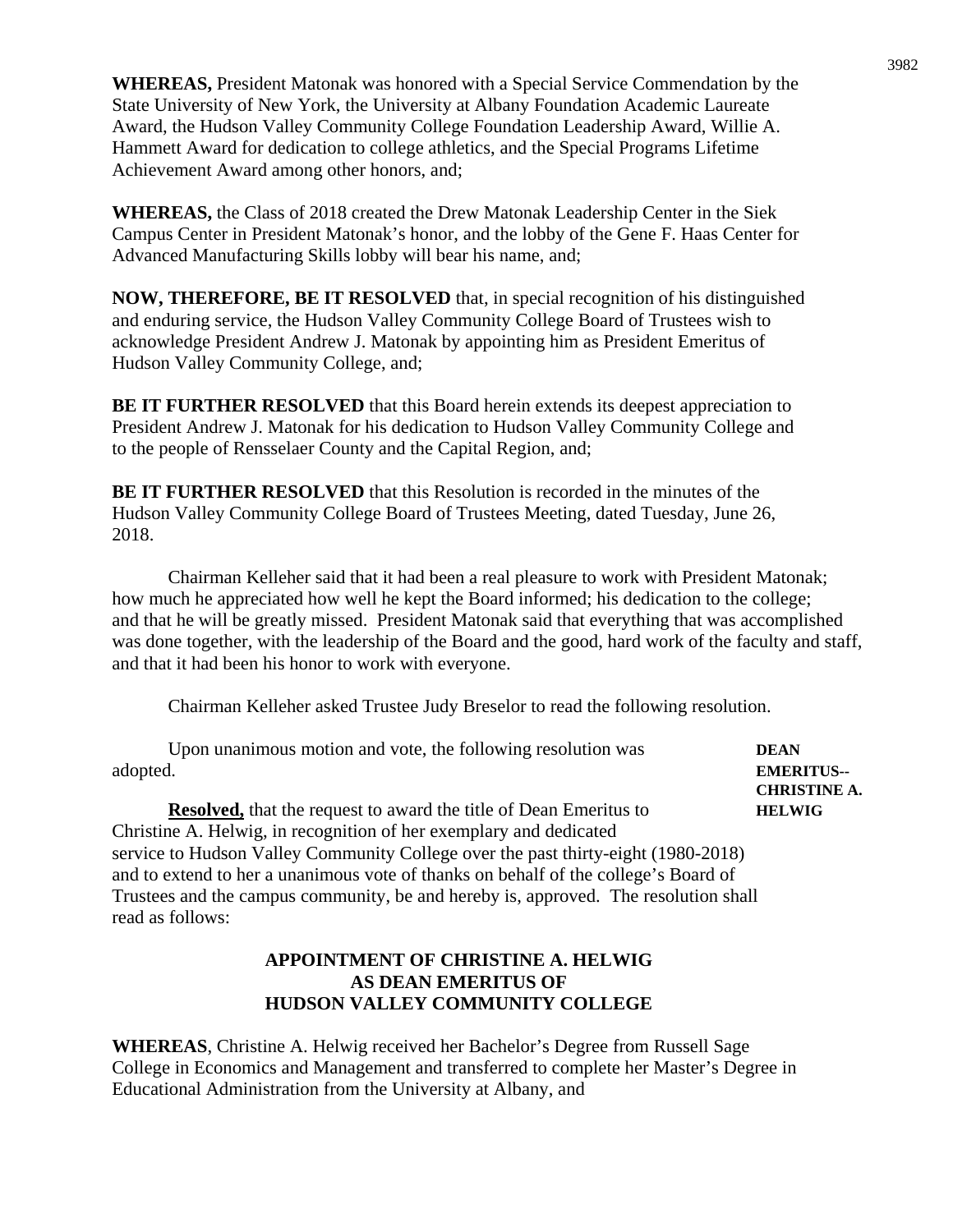**WHEREAS,** President Matonak was honored with a Special Service Commendation by the State University of New York, the University at Albany Foundation Academic Laureate Award, the Hudson Valley Community College Foundation Leadership Award, Willie A. Hammett Award for dedication to college athletics, and the Special Programs Lifetime Achievement Award among other honors, and;

**WHEREAS,** the Class of 2018 created the Drew Matonak Leadership Center in the Siek Campus Center in President Matonak's honor, and the lobby of the Gene F. Haas Center for Advanced Manufacturing Skills lobby will bear his name, and;

**NOW, THEREFORE, BE IT RESOLVED** that, in special recognition of his distinguished and enduring service, the Hudson Valley Community College Board of Trustees wish to acknowledge President Andrew J. Matonak by appointing him as President Emeritus of Hudson Valley Community College, and;

**BE IT FURTHER RESOLVED** that this Board herein extends its deepest appreciation to President Andrew J. Matonak for his dedication to Hudson Valley Community College and to the people of Rensselaer County and the Capital Region, and;

**BE IT FURTHER RESOLVED** that this Resolution is recorded in the minutes of the Hudson Valley Community College Board of Trustees Meeting, dated Tuesday, June 26, 2018.

Chairman Kelleher said that it had been a real pleasure to work with President Matonak; how much he appreciated how well he kept the Board informed; his dedication to the college; and that he will be greatly missed. President Matonak said that everything that was accomplished was done together, with the leadership of the Board and the good, hard work of the faculty and staff, and that it had been his honor to work with everyone.

Chairman Kelleher asked Trustee Judy Breselor to read the following resolution.

**DEAN EMERITUS-- CHRISTINE A. HELWIG**

Upon unanimous motion and vote, the following resolution was adopted.

**Resolved,** that the request to award the title of Dean Emeritus to Christine A. Helwig, in recognition of her exemplary and dedicated service to Hudson Valley Community College over the past thirty-eight (1980-2018) and to extend to her a unanimous vote of thanks on behalf of the college's Board of Trustees and the campus community, be and hereby is, approved. The resolution shall read as follows:

**APPOINTMENT OF CHRISTINE A. HELWIG AS DEAN EMERITUS OF HUDSON VALLEY COMMUNITY COLLEGE**

**WHEREAS**, Christine A. Helwig received her Bachelor's Degree from Russell Sage College in Economics and Management and transferred to complete her Master's Degree in Educational Administration from the University at Albany, and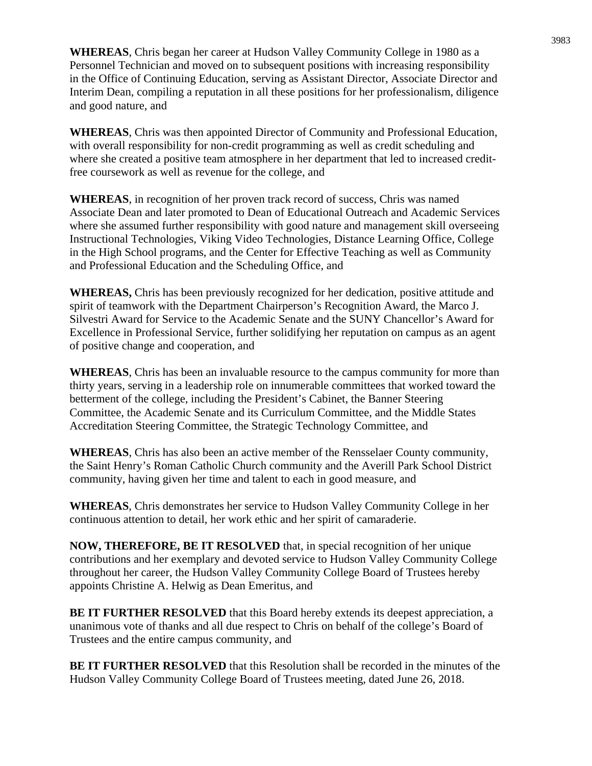**WHEREAS**, Chris began her career at Hudson Valley Community College in 1980 as a Personnel Technician and moved on to subsequent positions with increasing responsibility in the Office of Continuing Education, serving as Assistant Director, Associate Director and Interim Dean, compiling a reputation in all these positions for her professionalism, diligence and good nature, and

**WHEREAS**, Chris was then appointed Director of Community and Professional Education, with overall responsibility for non-credit programming as well as credit scheduling and where she created a positive team atmosphere in her department that led to increased credit-free coursework as well as revenue for the college, and

**WHEREAS**, in recognition of her proven track record of success, Chris was named Associate Dean and later promoted to Dean of Educational Outreach and Academic Services where she assumed further responsibility with good nature and management skill overseeing Instructional Technologies, Viking Video Technologies, Distance Learning Office, College in the High School programs, and the Center for Effective Teaching as well as Community and Professional Education and the Scheduling Office, and

**WHEREAS,** Chris has been previously recognized for her dedication, positive attitude and spirit of teamwork with the Department Chairperson's Recognition Award, the Marco J. Silvestri Award for Service to the Academic Senate and the SUNY Chancellor's Award for Excellence in Professional Service, further solidifying her reputation on campus as an agent of positive change and cooperation, and

**WHEREAS**, Chris has been an invaluable resource to the campus community for more than thirty years, serving in a leadership role on innumerable committees that worked toward the betterment of the college, including the President's Cabinet, the Banner Steering Committee, the Academic Senate and its Curriculum Committee, and the Middle States Accreditation Steering Committee, the Strategic Technology Committee, and

**WHEREAS**, Chris has also been an active member of the Rensselaer County community, the Saint Henry's Roman Catholic Church community and the Averill Park School District community, having given her time and talent to each in good measure, and

**WHEREAS**, Chris demonstrates her service to Hudson Valley Community College in her continuous attention to detail, her work ethic and her spirit of camaraderie.

**NOW, THEREFORE, BE IT RESOLVED** that, in special recognition of her unique contributions and her exemplary and devoted service to Hudson Valley Community College throughout her career, the Hudson Valley Community College Board of Trustees hereby appoints Christine A. Helwig as Dean Emeritus, and

**BE IT FURTHER RESOLVED** that this Board hereby extends its deepest appreciation, a unanimous vote of thanks and all due respect to Chris on behalf of the college's Board of Trustees and the entire campus community, and

**BE IT FURTHER RESOLVED** that this Resolution shall be recorded in the minutes of the Hudson Valley Community College Board of Trustees meeting, dated June 26, 2018.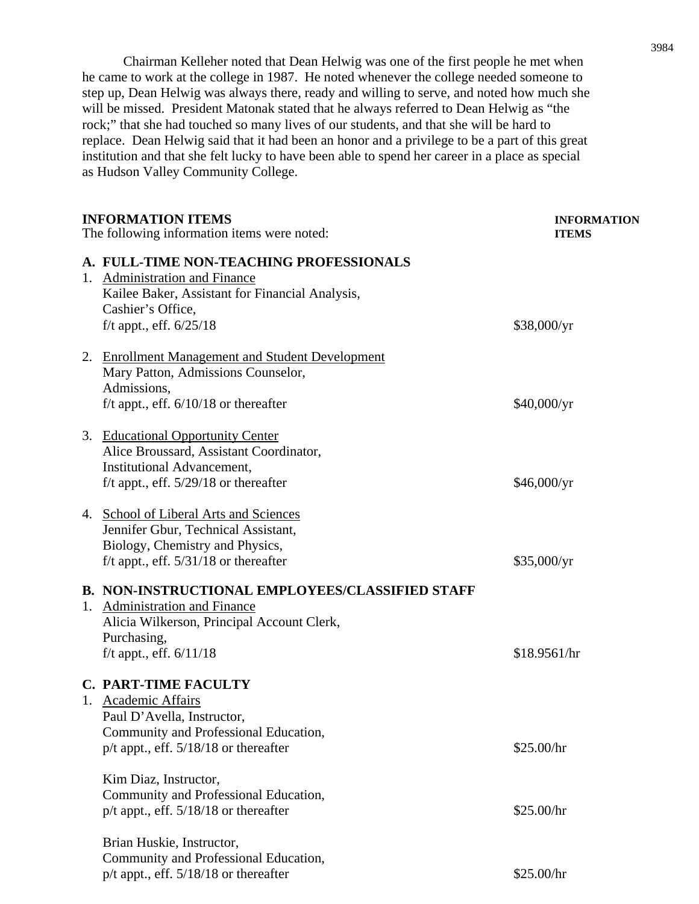Chairman Kelleher noted that Dean Helwig was one of the first people he met when he came to work at the college in 1987. He noted whenever the college needed someone to step up, Dean Helwig was always there, ready and willing to serve, and noted how much she will be missed. President Matonak stated that he always referred to Dean Helwig as "the rock;" that she had touched so many lives of our students, and that she will be hard to replace. Dean Helwig said that it had been an honor and a privilege to be a part of this great institution and that she felt lucky to have been able to spend her career in a place as special as Hudson Valley Community College.

**INFORMATION ITEMS** — **INFORMATION ITEMS**

The following information items were noted:

**A. FULL-TIME NON-TEACHING PROFESSIONALS**

1. Administration and Finance
   Kailee Baker, Assistant for Financial Analysis,
   Cashier's Office,
   f/t appt., eff. 6/25/18 — $38,000/yr

2. Enrollment Management and Student Development
   Mary Patton, Admissions Counselor,
   Admissions,
   f/t appt., eff. 6/10/18 or thereafter — $40,000/yr

3. Educational Opportunity Center
   Alice Broussard, Assistant Coordinator,
   Institutional Advancement,
   f/t appt., eff. 5/29/18 or thereafter — $46,000/yr

4. School of Liberal Arts and Sciences
   Jennifer Gbur, Technical Assistant,
   Biology, Chemistry and Physics,
   f/t appt., eff. 5/31/18 or thereafter — $35,000/yr

**B. NON-INSTRUCTIONAL EMPLOYEES/CLASSIFIED STAFF**

1. Administration and Finance
   Alicia Wilkerson, Principal Account Clerk,
   Purchasing,
   f/t appt., eff. 6/11/18 — $18.9561/hr

**C. PART-TIME FACULTY**

1. Academic Affairs
   Paul D'Avella, Instructor,
   Community and Professional Education,
   p/t appt., eff. 5/18/18 or thereafter — $25.00/hr

   Kim Diaz, Instructor,
   Community and Professional Education,
   p/t appt., eff. 5/18/18 or thereafter — $25.00/hr

   Brian Huskie, Instructor,
   Community and Professional Education,
   p/t appt., eff. 5/18/18 or thereafter — $25.00/hr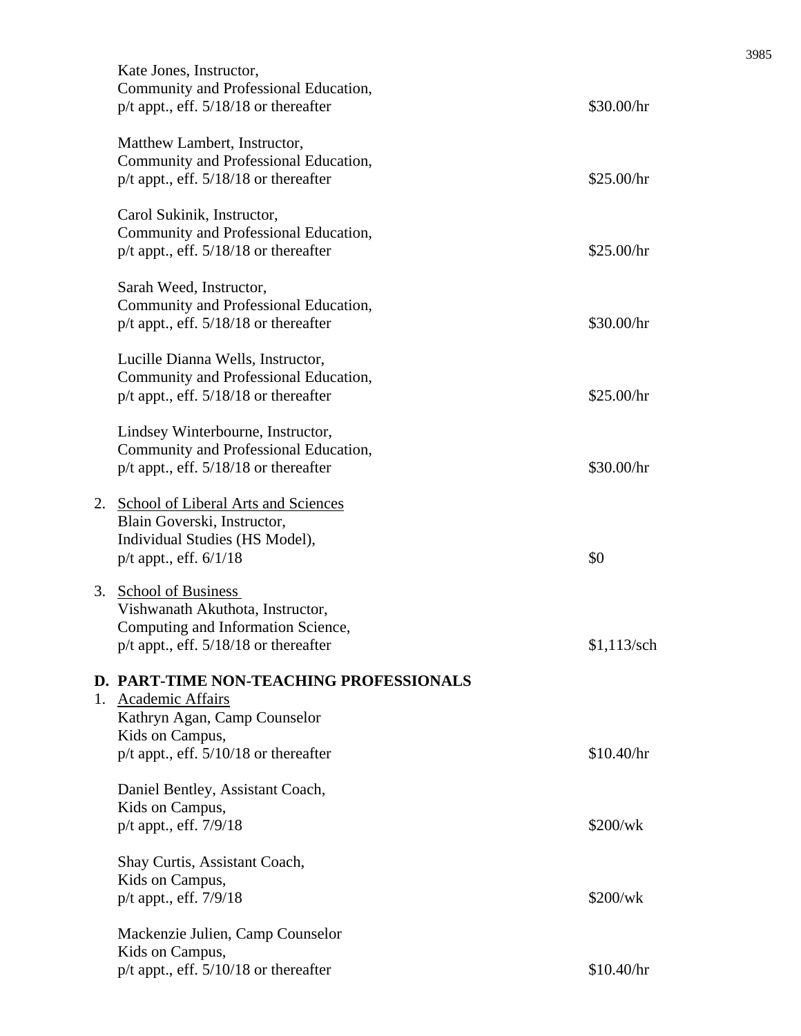Kate Jones, Instructor,
Community and Professional Education,
p/t appt., eff. 5/18/18 or thereafter — $30.00/hr

Matthew Lambert, Instructor,
Community and Professional Education,
p/t appt., eff. 5/18/18 or thereafter — $25.00/hr

Carol Sukinik, Instructor,
Community and Professional Education,
p/t appt., eff. 5/18/18 or thereafter — $25.00/hr

Sarah Weed, Instructor,
Community and Professional Education,
p/t appt., eff. 5/18/18 or thereafter — $30.00/hr

Lucille Dianna Wells, Instructor,
Community and Professional Education,
p/t appt., eff. 5/18/18 or thereafter — $25.00/hr

Lindsey Winterbourne, Instructor,
Community and Professional Education,
p/t appt., eff. 5/18/18 or thereafter — $30.00/hr

2. <u>School of Liberal Arts and Sciences</u>
   Blain Goverski, Instructor,
   Individual Studies (HS Model),
   p/t appt., eff. 6/1/18 — $0

3. <u>School of Business</u>
   Vishwanath Akuthota, Instructor,
   Computing and Information Science,
   p/t appt., eff. 5/18/18 or thereafter — $1,113/sch

**D. PART-TIME NON-TEACHING PROFESSIONALS**

1. <u>Academic Affairs</u>
   Kathryn Agan, Camp Counselor
   Kids on Campus,
   p/t appt., eff. 5/10/18 or thereafter — $10.40/hr

   Daniel Bentley, Assistant Coach,
   Kids on Campus,
   p/t appt., eff. 7/9/18 — $200/wk

   Shay Curtis, Assistant Coach,
   Kids on Campus,
   p/t appt., eff. 7/9/18 — $200/wk

   Mackenzie Julien, Camp Counselor
   Kids on Campus,
   p/t appt., eff. 5/10/18 or thereafter — $10.40/hr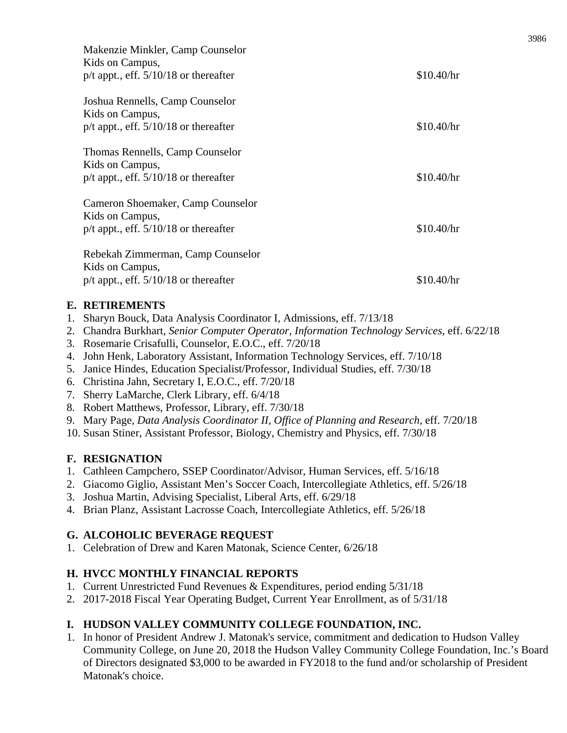Makenzie Minkler, Camp Counselor
Kids on Campus,
p/t appt., eff. 5/10/18 or thereafter $10.40/hr

Joshua Rennells, Camp Counselor
Kids on Campus,
p/t appt., eff. 5/10/18 or thereafter $10.40/hr

Thomas Rennells, Camp Counselor
Kids on Campus,
p/t appt., eff. 5/10/18 or thereafter $10.40/hr

Cameron Shoemaker, Camp Counselor
Kids on Campus,
p/t appt., eff. 5/10/18 or thereafter $10.40/hr

Rebekah Zimmerman, Camp Counselor
Kids on Campus,
p/t appt., eff. 5/10/18 or thereafter $10.40/hr

## E. RETIREMENTS

1. Sharyn Bouck, Data Analysis Coordinator I, Admissions, eff. 7/13/18
2. Chandra Burkhart, *Senior Computer Operator, Information Technology Services,* eff. 6/22/18
3. Rosemarie Crisafulli, Counselor, E.O.C., eff. 7/20/18
4. John Henk, Laboratory Assistant, Information Technology Services, eff. 7/10/18
5. Janice Hindes, Education Specialist/Professor, Individual Studies, eff. 7/30/18
6. Christina Jahn, Secretary I, E.O.C., eff. 7/20/18
7. Sherry LaMarche, Clerk Library, eff. 6/4/18
8. Robert Matthews, Professor, Library, eff. 7/30/18
9. Mary Page, *Data Analysis Coordinator II, Office of Planning and Research,* eff. 7/20/18
10. Susan Stiner, Assistant Professor, Biology, Chemistry and Physics, eff. 7/30/18

## F. RESIGNATION

1. Cathleen Campchero, SSEP Coordinator/Advisor, Human Services, eff. 5/16/18
2. Giacomo Giglio, Assistant Men's Soccer Coach, Intercollegiate Athletics, eff. 5/26/18
3. Joshua Martin, Advising Specialist, Liberal Arts, eff. 6/29/18
4. Brian Planz, Assistant Lacrosse Coach, Intercollegiate Athletics, eff. 5/26/18

## G. ALCOHOLIC BEVERAGE REQUEST

1. Celebration of Drew and Karen Matonak, Science Center, 6/26/18

## H. HVCC MONTHLY FINANCIAL REPORTS

1. Current Unrestricted Fund Revenues & Expenditures, period ending 5/31/18
2. 2017-2018 Fiscal Year Operating Budget, Current Year Enrollment, as of 5/31/18

## I. HUDSON VALLEY COMMUNITY COLLEGE FOUNDATION, INC.

1. In honor of President Andrew J. Matonak's service, commitment and dedication to Hudson Valley Community College, on June 20, 2018 the Hudson Valley Community College Foundation, Inc.'s Board of Directors designated $3,000 to be awarded in FY2018 to the fund and/or scholarship of President Matonak's choice.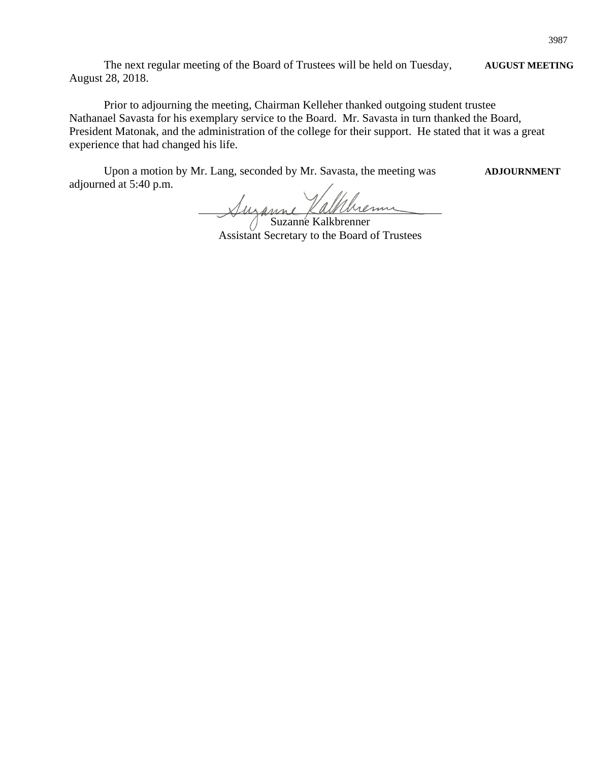The next regular meeting of the Board of Trustees will be held on Tuesday, August 28, 2018. **AUGUST MEETING**

Prior to adjourning the meeting, Chairman Kelleher thanked outgoing student trustee Nathanael Savasta for his exemplary service to the Board. Mr. Savasta in turn thanked the Board, President Matonak, and the administration of the college for their support. He stated that it was a great experience that had changed his life.

Upon a motion by Mr. Lang, seconded by Mr. Savasta, the meeting was adjourned at 5:40 p.m. **ADJOURNMENT**

Suzanne Kalkbrenner
Assistant Secretary to the Board of Trustees